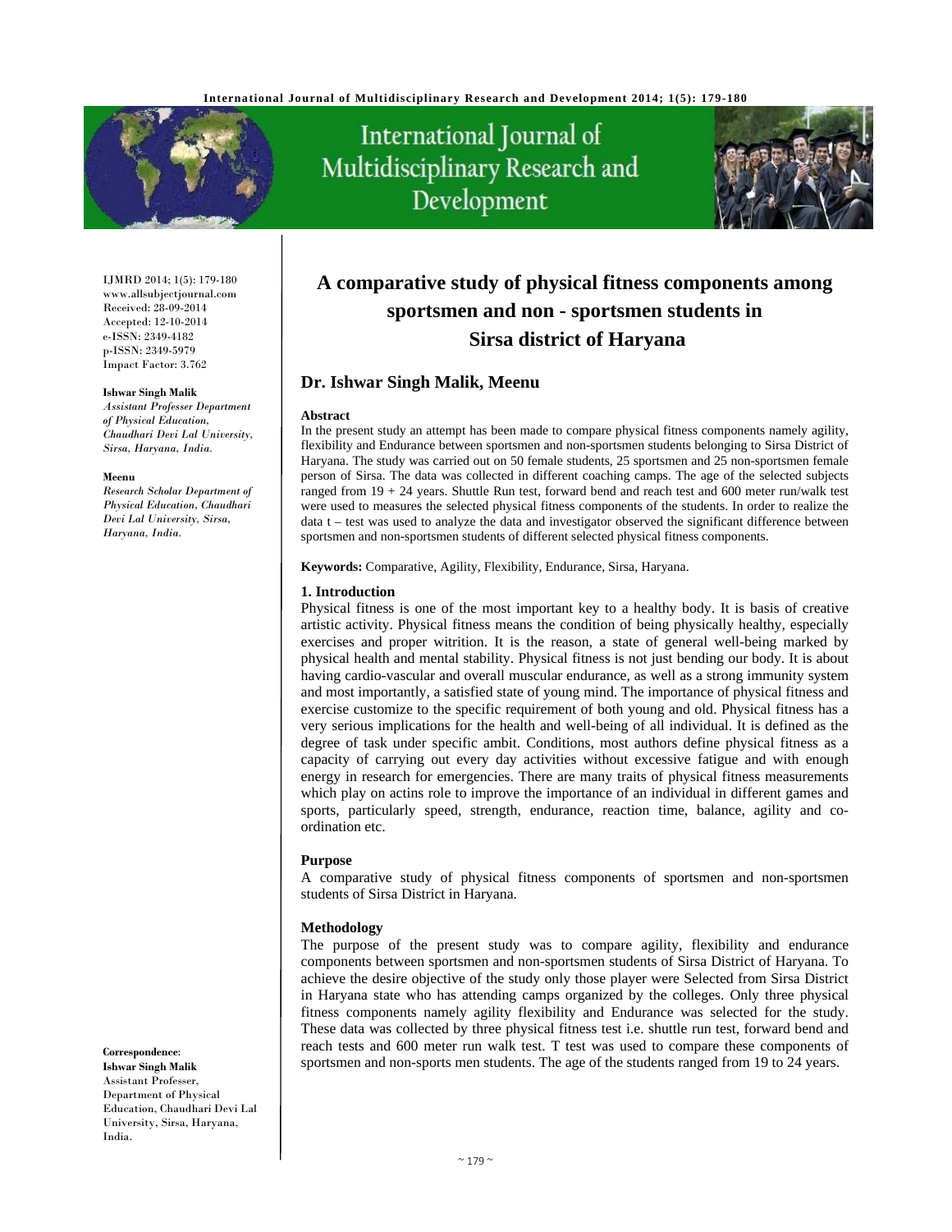# A comparative study of physical fitness components among sportsmen and non - sportsmen students in Sirsa district of Haryana

IJMRD 2014; 1(5): 179-180
www.allsubjectjournal.com
Received: 28-09-2014
Accepted: 12-10-2014
e-ISSN: 2349-4182
p-ISSN: 2349-5979
Impact Factor: 3.762

**Ishwar Singh Malik**
*Assistant Professer Department of Physical Education, Chaudhari Devi Lal University, Sirsa, Haryana, India.*

**Meenu**
*Research Scholar Department of Physical Education, Chaudhari Devi Lal University, Sirsa, Haryana, India.*

**Correspondence**:
**Ishwar Singh Malik**
Assistant Professer,
Department of Physical Education, Chaudhari Devi Lal University, Sirsa, Haryana, India.

## Dr. Ishwar Singh Malik, Meenu

### Abstract

In the present study an attempt has been made to compare physical fitness components namely agility, flexibility and Endurance between sportsmen and non-sportsmen students belonging to Sirsa District of Haryana. The study was carried out on 50 female students, 25 sportsmen and 25 non-sportsmen female person of Sirsa. The data was collected in different coaching camps. The age of the selected subjects ranged from 19 + 24 years. Shuttle Run test, forward bend and reach test and 600 meter run/walk test were used to measures the selected physical fitness components of the students. In order to realize the data t – test was used to analyze the data and investigator observed the significant difference between sportsmen and non-sportsmen students of different selected physical fitness components.

**Keywords:** Comparative, Agility, Flexibility, Endurance, Sirsa, Haryana.

### 1. Introduction

Physical fitness is one of the most important key to a healthy body. It is basis of creative artistic activity. Physical fitness means the condition of being physically healthy, especially exercises and proper witrition. It is the reason, a state of general well-being marked by physical health and mental stability. Physical fitness is not just bending our body. It is about having cardio-vascular and overall muscular endurance, as well as a strong immunity system and most importantly, a satisfied state of young mind. The importance of physical fitness and exercise customize to the specific requirement of both young and old. Physical fitness has a very serious implications for the health and well-being of all individual. It is defined as the degree of task under specific ambit. Conditions, most authors define physical fitness as a capacity of carrying out every day activities without excessive fatigue and with enough energy in research for emergencies. There are many traits of physical fitness measurements which play on actins role to improve the importance of an individual in different games and sports, particularly speed, strength, endurance, reaction time, balance, agility and co-ordination etc.

### Purpose

A comparative study of physical fitness components of sportsmen and non-sportsmen students of Sirsa District in Haryana.

### Methodology

The purpose of the present study was to compare agility, flexibility and endurance components between sportsmen and non-sportsmen students of Sirsa District of Haryana. To achieve the desire objective of the study only those player were Selected from Sirsa District in Haryana state who has attending camps organized by the colleges. Only three physical fitness components namely agility flexibility and Endurance was selected for the study. These data was collected by three physical fitness test i.e. shuttle run test, forward bend and reach tests and 600 meter run walk test. T test was used to compare these components of sportsmen and non-sports men students. The age of the students ranged from 19 to 24 years.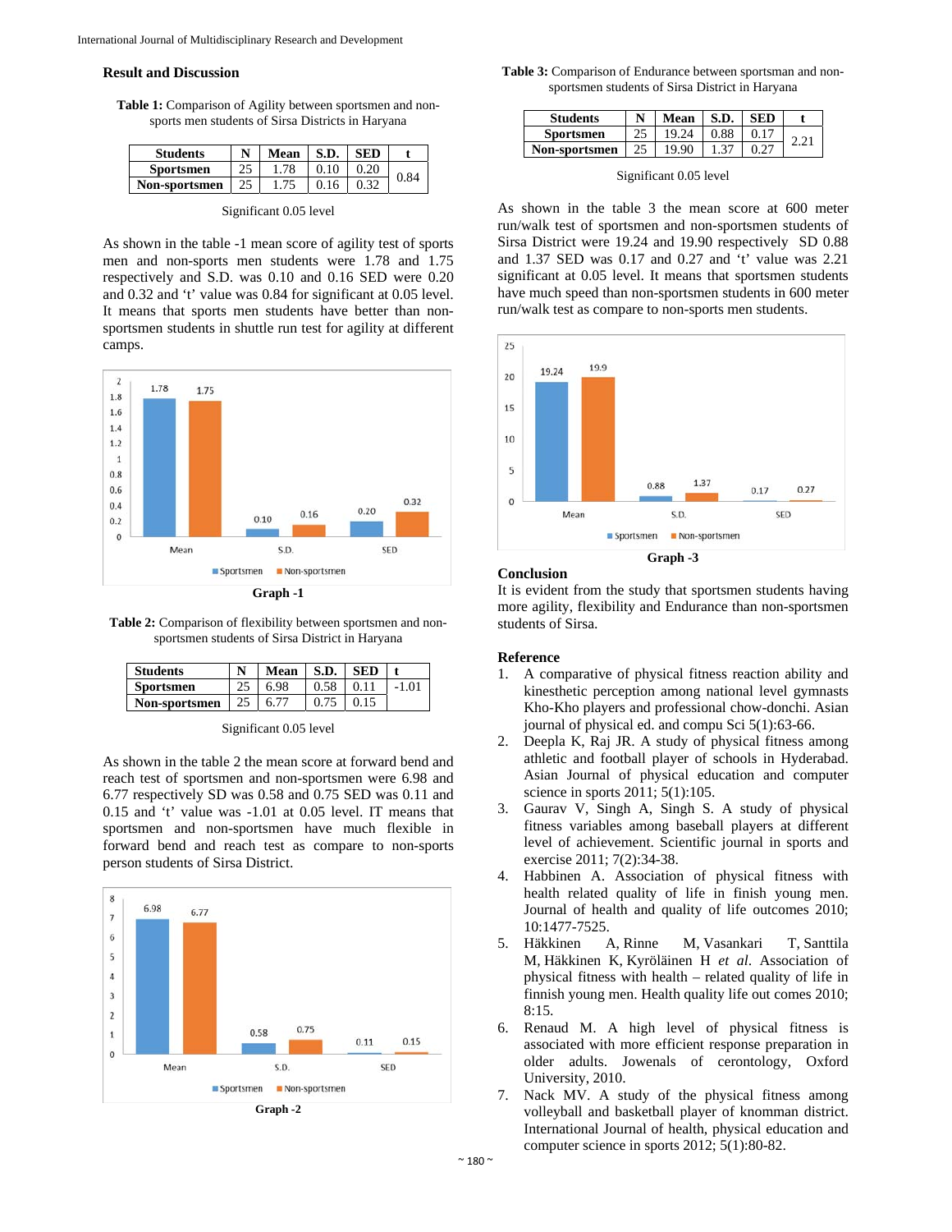## Result and Discussion

**Table 1:** Comparison of Agility between sportsmen and non-sports men students of Sirsa Districts in Haryana

| Students | N | Mean | S.D. | SED | t |
|---|---|---|---|---|---|
| Sportsmen | 25 | 1.78 | 0.10 | 0.20 | 0.84 |
| Non-sportsmen | 25 | 1.75 | 0.16 | 0.32 | |

Significant 0.05 level

As shown in the table -1 mean score of agility test of sports men and non-sports men students were 1.78 and 1.75 respectively and S.D. was 0.10 and 0.16 SED were 0.20 and 0.32 and 't' value was 0.84 for significant at 0.05 level. It means that sports men students have better than non-sportsmen students in shuttle run test for agility at different camps.

2
1.8
1.6
1.4
1.2
1
0.8
0.6
0.4
0.2
0

1.78
1.75
0.10
0.16
0.20
0.32

Mean
S.D.
SED

Sportsmen
Non-sportsmen

**Graph -1**

**Table 2:** Comparison of flexibility between sportsmen and non-sportsmen students of Sirsa District in Haryana

| Students | N | Mean | S.D. | SED | t |
|---|---|---|---|---|---|
| Sportsmen | 25 | 6.98 | 0.58 | 0.11 | -1.01 |
| Non-sportsmen | 25 | 6.77 | 0.75 | 0.15 | |

Significant 0.05 level

As shown in the table 2 the mean score at forward bend and reach test of sportsmen and non-sportsmen were 6.98 and 6.77 respectively SD was 0.58 and 0.75 SED was 0.11 and 0.15 and 't' value was -1.01 at 0.05 level. IT means that sportsmen and non-sportsmen have much flexible in forward bend and reach test as compare to non-sports person students of Sirsa District.

8
7
6
5
4
3
2
1
0

6.98
6.77
0.58
0.75
0.11
0.15

Mean
S.D.
SED

Sportsmen
Non-sportsmen

**Graph -2**

**Table 3:** Comparison of Endurance between sportsman and non-sportsmen students of Sirsa District in Haryana

| Students | N | Mean | S.D. | SED | t |
|---|---|---|---|---|---|
| Sportsmen | 25 | 19.24 | 0.88 | 0.17 | 2.21 |
| Non-sportsmen | 25 | 19.90 | 1.37 | 0.27 | |

Significant 0.05 level

As shown in the table 3 the mean score at 600 meter run/walk test of sportsmen and non-sportsmen students of Sirsa District were 19.24 and 19.90 respectively SD 0.88 and 1.37 SED was 0.17 and 0.27 and 't' value was 2.21 significant at 0.05 level. It means that sportsmen students have much speed than non-sportsmen students in 600 meter run/walk test as compare to non-sports men students.

25
20
15
10
5
0

19.24
19.9
0.88
1.37
0.17
0.27

Mean
S.D.
SED

Sportsmen
Non-sportsmen

**Graph -3**

## Conclusion

It is evident from the study that sportsmen students having more agility, flexibility and Endurance than non-sportsmen students of Sirsa.

## Reference

1. A comparative of physical fitness reaction ability and kinesthetic perception among national level gymnasts Kho-Kho players and professional chow-donchi. Asian journal of physical ed. and compu Sci 5(1):63-66.
2. Deepla K, Raj JR. A study of physical fitness among athletic and football player of schools in Hyderabad. Asian Journal of physical education and computer science in sports 2011; 5(1):105.
3. Gaurav V, Singh A, Singh S. A study of physical fitness variables among baseball players at different level of achievement. Scientific journal in sports and exercise 2011; 7(2):34-38.
4. Habbinen A. Association of physical fitness with health related quality of life in finish young men. Journal of health and quality of life outcomes 2010; 10:1477-7525.
5. Häkkinen A, Rinne M, Vasankari T, Santtila M, Häkkinen K, Kyröläinen H *et al*. Association of physical fitness with health – related quality of life in finnish young men. Health quality life out comes 2010; 8:15.
6. Renaud M. A high level of physical fitness is associated with more efficient response preparation in older adults. Jowenals of cerontology, Oxford University, 2010.
7. Nack MV. A study of the physical fitness among volleyball and basketball player of knomman district. International Journal of health, physical education and computer science in sports 2012; 5(1):80-82.